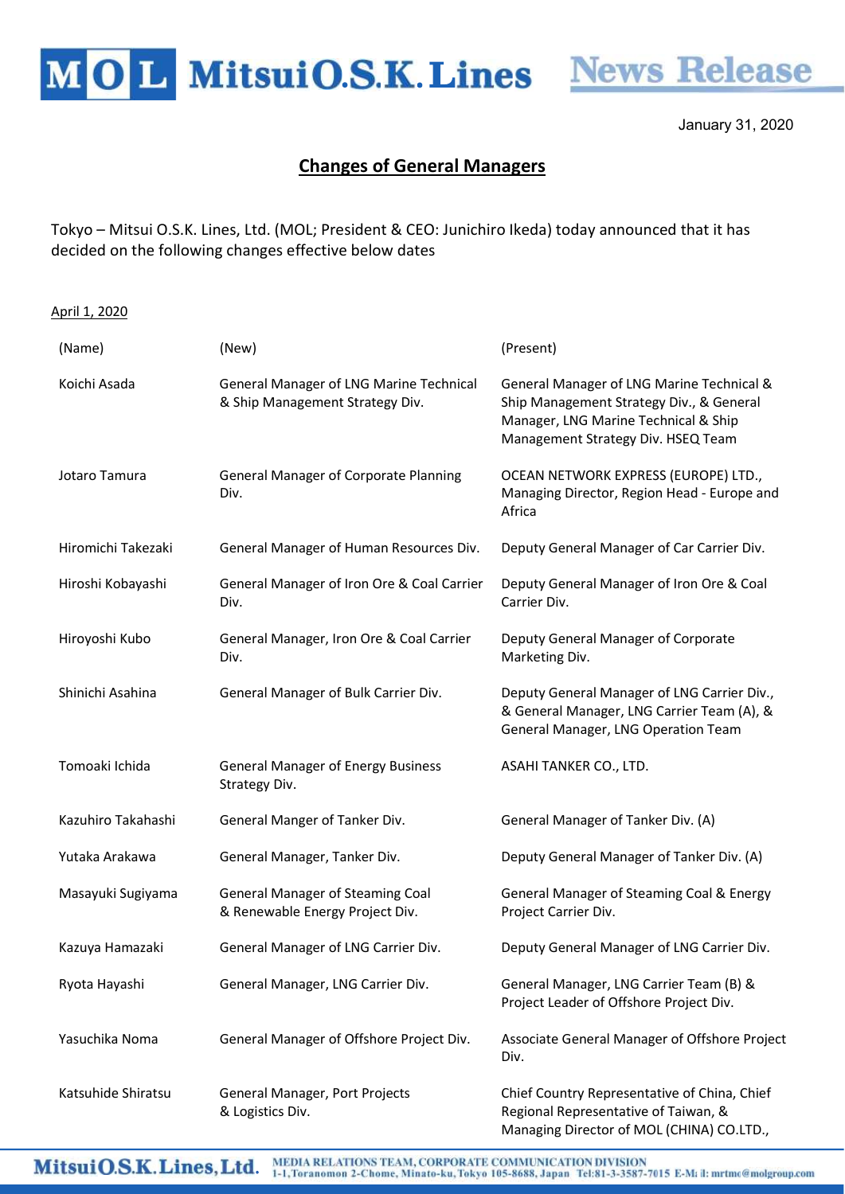# Changes of General Managers

January 31, 2020

Tokyo – Mitsui O.S.K. Lines, Ltd. (MOL; President & CEO: Junichiro Ikeda) today announced that it has decided on the following changes effective below dates

April 1, 2020

| (Name) | (New) | (Present) |
|---|---|---|
| Koichi Asada | General Manager of LNG Marine Technical & Ship Management Strategy Div. | General Manager of LNG Marine Technical & Ship Management Strategy Div., & General Manager, LNG Marine Technical & Ship Management Strategy Div. HSEQ Team |
| Jotaro Tamura | General Manager of Corporate Planning Div. | OCEAN NETWORK EXPRESS (EUROPE) LTD., Managing Director, Region Head - Europe and Africa |
| Hiromichi Takezaki | General Manager of Human Resources Div. | Deputy General Manager of Car Carrier Div. |
| Hiroshi Kobayashi | General Manager of Iron Ore & Coal Carrier Div. | Deputy General Manager of Iron Ore & Coal Carrier Div. |
| Hiroyoshi Kubo | General Manager, Iron Ore & Coal Carrier Div. | Deputy General Manager of Corporate Marketing Div. |
| Shinichi Asahina | General Manager of Bulk Carrier Div. | Deputy General Manager of LNG Carrier Div., & General Manager, LNG Carrier Team (A), & General Manager, LNG Operation Team |
| Tomoaki Ichida | General Manager of Energy Business Strategy Div. | ASAHI TANKER CO., LTD. |
| Kazuhiro Takahashi | General Manger of Tanker Div. | General Manager of Tanker Div. (A) |
| Yutaka Arakawa | General Manager, Tanker Div. | Deputy General Manager of Tanker Div. (A) |
| Masayuki Sugiyama | General Manager of Steaming Coal & Renewable Energy Project Div. | General Manager of Steaming Coal & Energy Project Carrier Div. |
| Kazuya Hamazaki | General Manager of LNG Carrier Div. | Deputy General Manager of LNG Carrier Div. |
| Ryota Hayashi | General Manager, LNG Carrier Div. | General Manager, LNG Carrier Team (B) & Project Leader of Offshore Project Div. |
| Yasuchika Noma | General Manager of Offshore Project Div. | Associate General Manager of Offshore Project Div. |
| Katsuhide Shiratsu | General Manager, Port Projects & Logistics Div. | Chief Country Representative of China, Chief Regional Representative of Taiwan, & Managing Director of MOL (CHINA) CO.LTD., |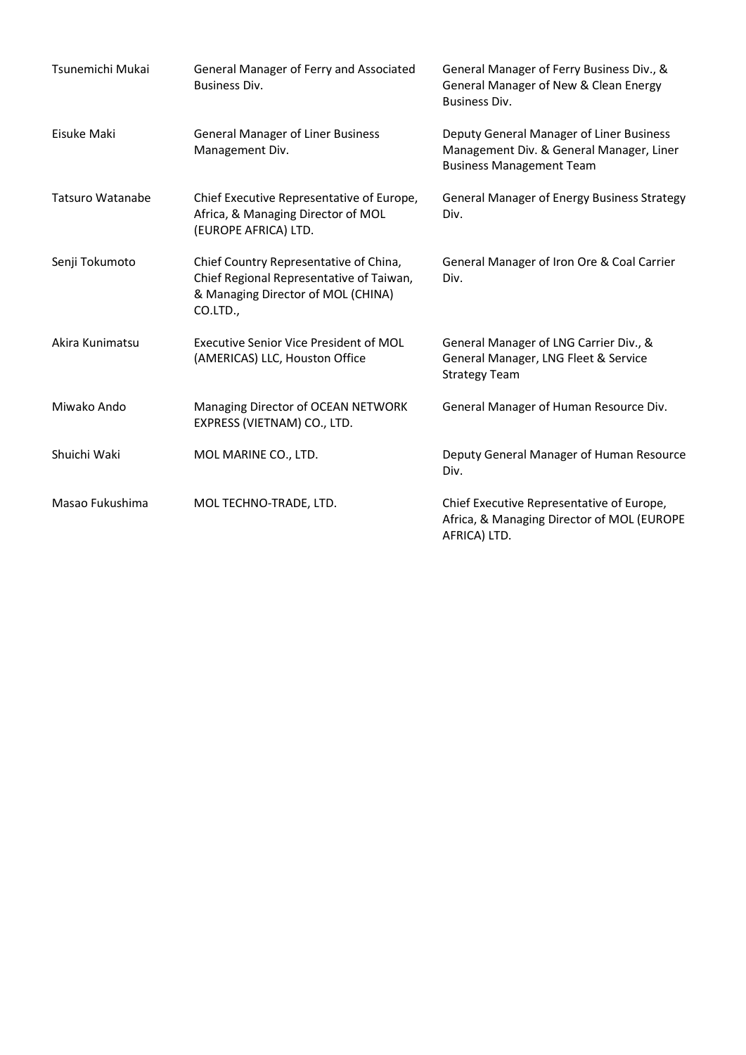| | | |
|---|---|---|
| Tsunemichi Mukai | General Manager of Ferry and Associated Business Div. | General Manager of Ferry Business Div., & General Manager of New & Clean Energy Business Div. |
| Eisuke Maki | General Manager of Liner Business Management Div. | Deputy General Manager of Liner Business Management Div. & General Manager, Liner Business Management Team |
| Tatsuro Watanabe | Chief Executive Representative of Europe, Africa, & Managing Director of MOL (EUROPE AFRICA) LTD. | General Manager of Energy Business Strategy Div. |
| Senji Tokumoto | Chief Country Representative of China, Chief Regional Representative of Taiwan, & Managing Director of MOL (CHINA) CO.LTD., | General Manager of Iron Ore & Coal Carrier Div. |
| Akira Kunimatsu | Executive Senior Vice President of MOL (AMERICAS) LLC, Houston Office | General Manager of LNG Carrier Div., & General Manager, LNG Fleet & Service Strategy Team |
| Miwako Ando | Managing Director of OCEAN NETWORK EXPRESS (VIETNAM) CO., LTD. | General Manager of Human Resource Div. |
| Shuichi Waki | MOL MARINE CO., LTD. | Deputy General Manager of Human Resource Div. |
| Masao Fukushima | MOL TECHNO-TRADE, LTD. | Chief Executive Representative of Europe, Africa, & Managing Director of MOL (EUROPE AFRICA) LTD. |